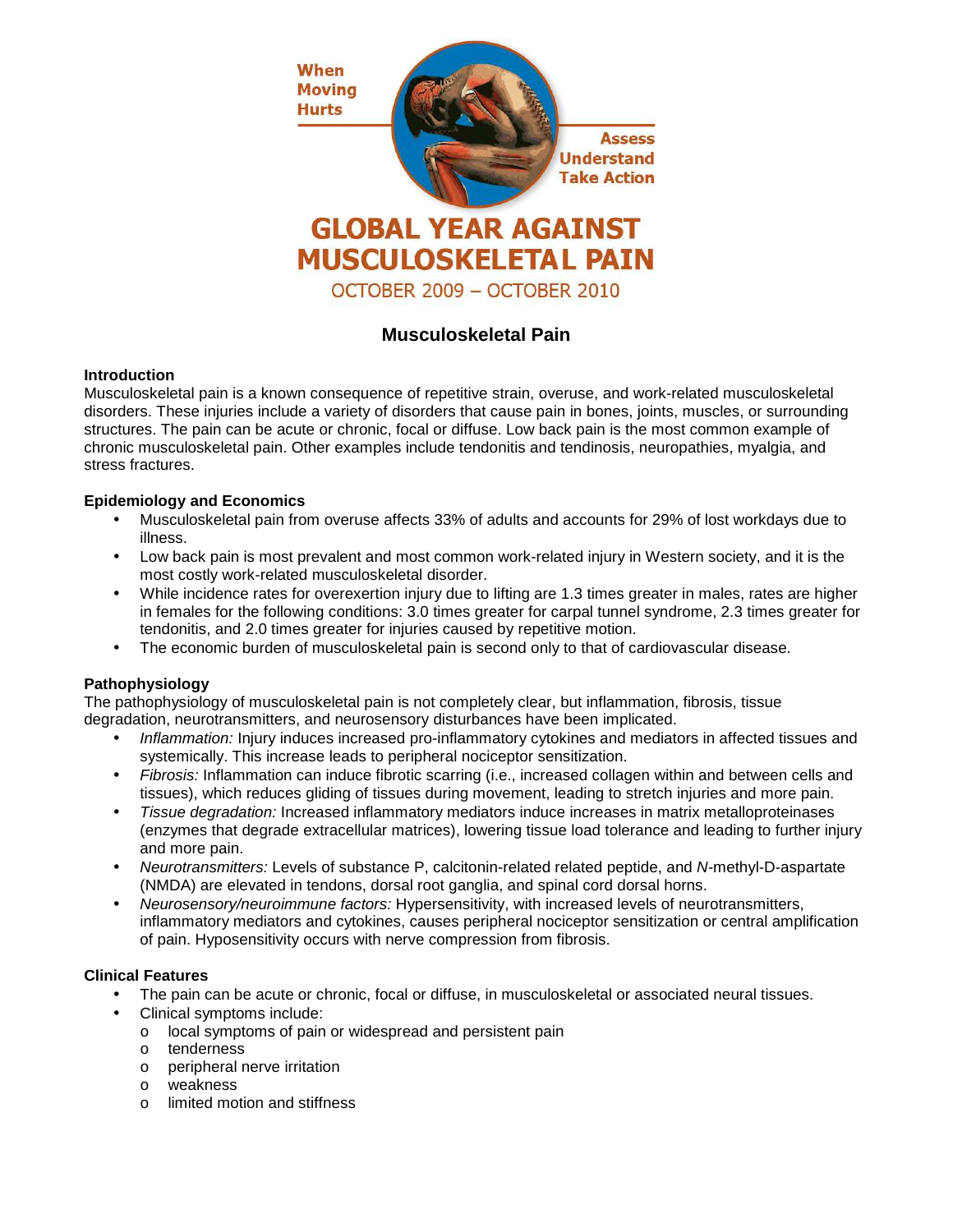When Moving Hurts

Assess Understand Take Action

# GLOBAL YEAR AGAINST MUSCULOSKELETAL PAIN

OCTOBER 2009 – OCTOBER 2010

## Musculoskeletal Pain

### Introduction

Musculoskeletal pain is a known consequence of repetitive strain, overuse, and work-related musculoskeletal disorders. These injuries include a variety of disorders that cause pain in bones, joints, muscles, or surrounding structures. The pain can be acute or chronic, focal or diffuse. Low back pain is the most common example of chronic musculoskeletal pain. Other examples include tendonitis and tendinosis, neuropathies, myalgia, and stress fractures.

### Epidemiology and Economics

- Musculoskeletal pain from overuse affects 33% of adults and accounts for 29% of lost workdays due to illness.
- Low back pain is most prevalent and most common work-related injury in Western society, and it is the most costly work-related musculoskeletal disorder.
- While incidence rates for overexertion injury due to lifting are 1.3 times greater in males, rates are higher in females for the following conditions: 3.0 times greater for carpal tunnel syndrome, 2.3 times greater for tendonitis, and 2.0 times greater for injuries caused by repetitive motion.
- The economic burden of musculoskeletal pain is second only to that of cardiovascular disease.

### Pathophysiology

The pathophysiology of musculoskeletal pain is not completely clear, but inflammation, fibrosis, tissue degradation, neurotransmitters, and neurosensory disturbances have been implicated.

- *Inflammation:* Injury induces increased pro-inflammatory cytokines and mediators in affected tissues and systemically. This increase leads to peripheral nociceptor sensitization.
- *Fibrosis:* Inflammation can induce fibrotic scarring (i.e., increased collagen within and between cells and tissues), which reduces gliding of tissues during movement, leading to stretch injuries and more pain.
- *Tissue degradation:* Increased inflammatory mediators induce increases in matrix metalloproteinases (enzymes that degrade extracellular matrices), lowering tissue load tolerance and leading to further injury and more pain.
- *Neurotransmitters:* Levels of substance P, calcitonin-related related peptide, and *N*-methyl-D-aspartate (NMDA) are elevated in tendons, dorsal root ganglia, and spinal cord dorsal horns.
- *Neurosensory/neuroimmune factors:* Hypersensitivity, with increased levels of neurotransmitters, inflammatory mediators and cytokines, causes peripheral nociceptor sensitization or central amplification of pain. Hyposensitivity occurs with nerve compression from fibrosis.

### Clinical Features

- The pain can be acute or chronic, focal or diffuse, in musculoskeletal or associated neural tissues.
- Clinical symptoms include:
  - local symptoms of pain or widespread and persistent pain
  - tenderness
  - peripheral nerve irritation
  - weakness
  - limited motion and stiffness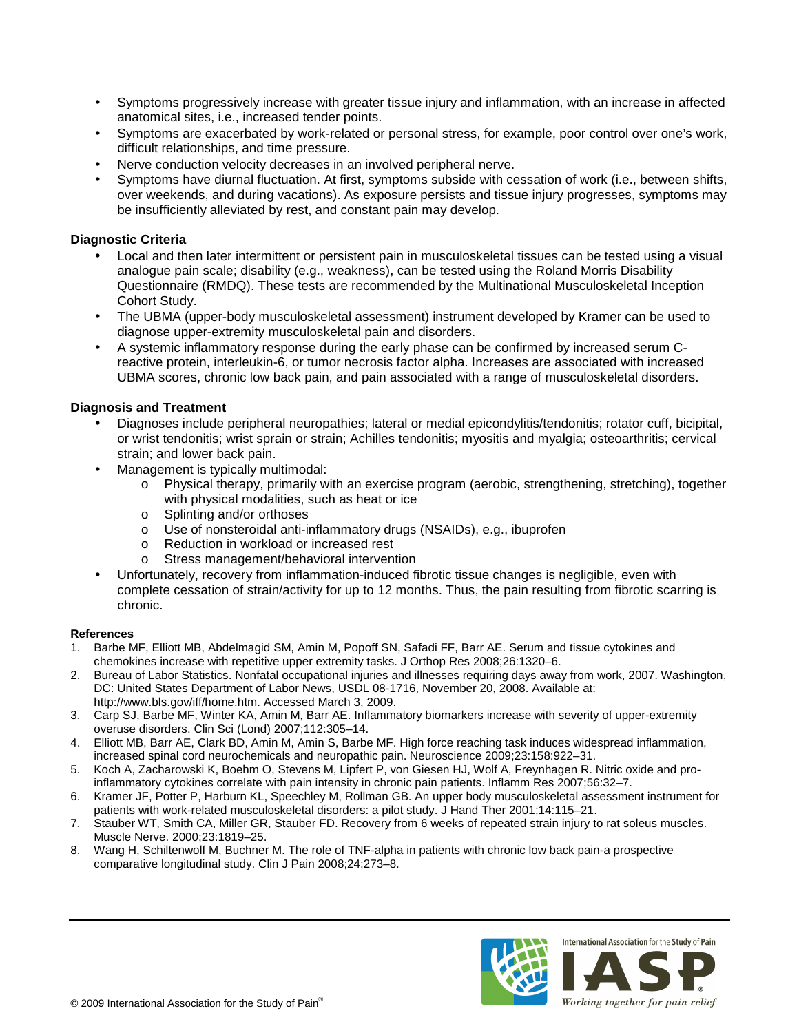- Symptoms progressively increase with greater tissue injury and inflammation, with an increase in affected anatomical sites, i.e., increased tender points.
- Symptoms are exacerbated by work-related or personal stress, for example, poor control over one's work, difficult relationships, and time pressure.
- Nerve conduction velocity decreases in an involved peripheral nerve.
- Symptoms have diurnal fluctuation. At first, symptoms subside with cessation of work (i.e., between shifts, over weekends, and during vacations). As exposure persists and tissue injury progresses, symptoms may be insufficiently alleviated by rest, and constant pain may develop.

### Diagnostic Criteria

- Local and then later intermittent or persistent pain in musculoskeletal tissues can be tested using a visual analogue pain scale; disability (e.g., weakness), can be tested using the Roland Morris Disability Questionnaire (RMDQ). These tests are recommended by the Multinational Musculoskeletal Inception Cohort Study.
- The UBMA (upper-body musculoskeletal assessment) instrument developed by Kramer can be used to diagnose upper-extremity musculoskeletal pain and disorders.
- A systemic inflammatory response during the early phase can be confirmed by increased serum C-reactive protein, interleukin-6, or tumor necrosis factor alpha. Increases are associated with increased UBMA scores, chronic low back pain, and pain associated with a range of musculoskeletal disorders.

### Diagnosis and Treatment

- Diagnoses include peripheral neuropathies; lateral or medial epicondylitis/tendonitis; rotator cuff, bicipital, or wrist tendonitis; wrist sprain or strain; Achilles tendonitis; myositis and myalgia; osteoarthritis; cervical strain; and lower back pain.
- Management is typically multimodal:
  - Physical therapy, primarily with an exercise program (aerobic, strengthening, stretching), together with physical modalities, such as heat or ice
  - Splinting and/or orthoses
  - Use of nonsteroidal anti-inflammatory drugs (NSAIDs), e.g., ibuprofen
  - Reduction in workload or increased rest
  - Stress management/behavioral intervention
- Unfortunately, recovery from inflammation-induced fibrotic tissue changes is negligible, even with complete cessation of strain/activity for up to 12 months. Thus, the pain resulting from fibrotic scarring is chronic.

### References

1. Barbe MF, Elliott MB, Abdelmagid SM, Amin M, Popoff SN, Safadi FF, Barr AE. Serum and tissue cytokines and chemokines increase with repetitive upper extremity tasks. J Orthop Res 2008;26:1320–6.
2. Bureau of Labor Statistics. Nonfatal occupational injuries and illnesses requiring days away from work, 2007. Washington, DC: United States Department of Labor News, USDL 08-1716, November 20, 2008. Available at: http://www.bls.gov/iff/home.htm. Accessed March 3, 2009.
3. Carp SJ, Barbe MF, Winter KA, Amin M, Barr AE. Inflammatory biomarkers increase with severity of upper-extremity overuse disorders. Clin Sci (Lond) 2007;112:305–14.
4. Elliott MB, Barr AE, Clark BD, Amin M, Amin S, Barbe MF. High force reaching task induces widespread inflammation, increased spinal cord neurochemicals and neuropathic pain. Neuroscience 2009;23:158:922–31.
5. Koch A, Zacharowski K, Boehm O, Stevens M, Lipfert P, von Giesen HJ, Wolf A, Freynhagen R. Nitric oxide and pro-inflammatory cytokines correlate with pain intensity in chronic pain patients. Inflamm Res 2007;56:32–7.
6. Kramer JF, Potter P, Harburn KL, Speechley M, Rollman GB. An upper body musculoskeletal assessment instrument for patients with work-related musculoskeletal disorders: a pilot study. J Hand Ther 2001;14:115–21.
7. Stauber WT, Smith CA, Miller GR, Stauber FD. Recovery from 6 weeks of repeated strain injury to rat soleus muscles. Muscle Nerve. 2000;23:1819–25.
8. Wang H, Schiltenwolf M, Buchner M. The role of TNF-alpha in patients with chronic low back pain-a prospective comparative longitudinal study. Clin J Pain 2008;24:273–8.

© 2009 International Association for the Study of Pain®